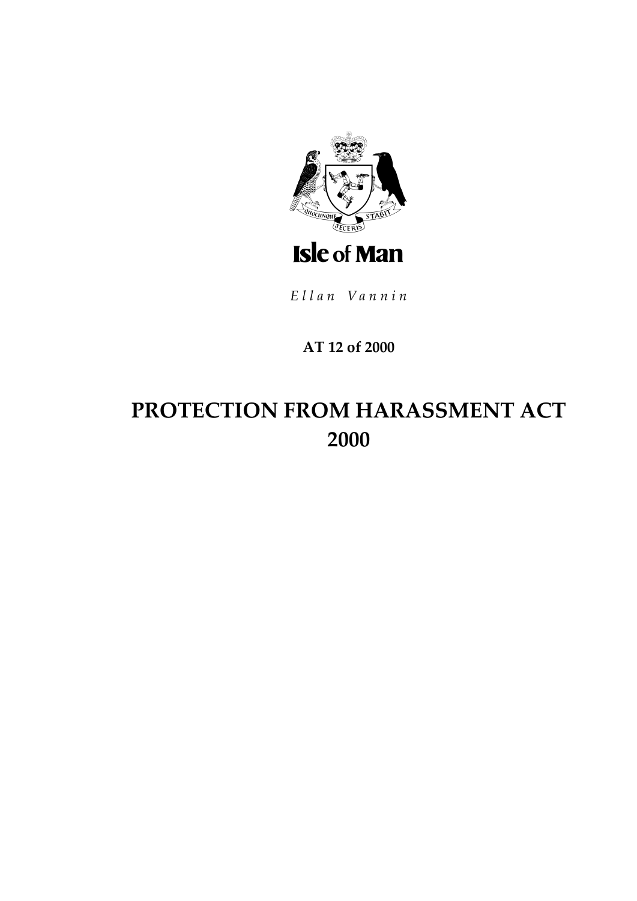Isle of Man

*Ellan Vannin*

**AT 12 of 2000**

# PROTECTION FROM HARASSMENT ACT 2000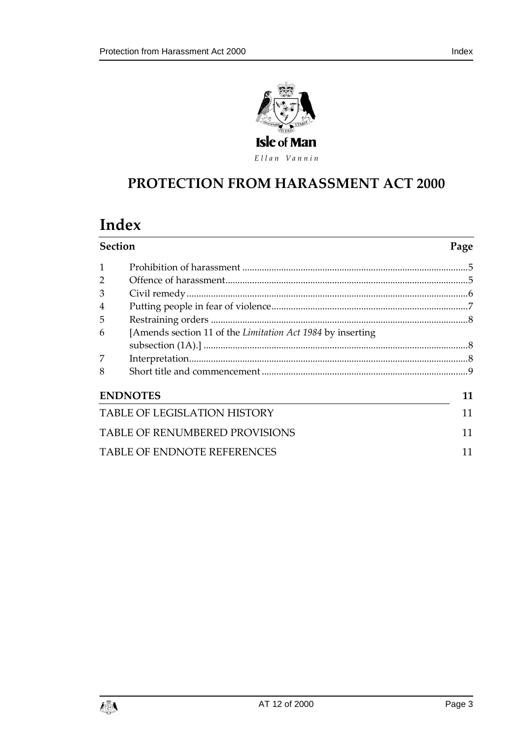Isle of Man

*Ellan Vannin*

# PROTECTION FROM HARASSMENT ACT 2000

# Index

| Section | | Page |
|---|---|---|
| 1 | Prohibition of harassment | 5 |
| 2 | Offence of harassment | 5 |
| 3 | Civil remedy | 6 |
| 4 | Putting people in fear of violence | 7 |
| 5 | Restraining orders | 8 |
| 6 | [Amends section 11 of the *Limitation Act 1984* by inserting subsection (1A).] | 8 |
| 7 | Interpretation | 8 |
| 8 | Short title and commencement | 9 |

| | |
|---|---|
| **ENDNOTES** | **11** |
| TABLE OF LEGISLATION HISTORY | 11 |
| TABLE OF RENUMBERED PROVISIONS | 11 |
| TABLE OF ENDNOTE REFERENCES | 11 |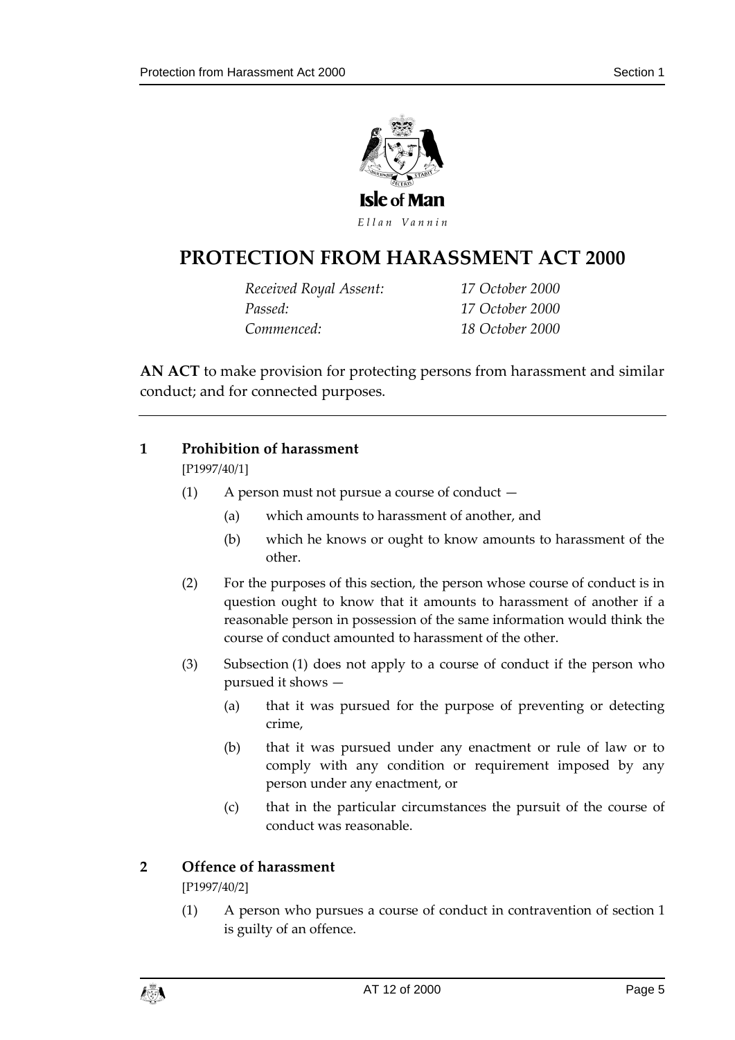Isle of Man

*Ellan Vannin*

# PROTECTION FROM HARASSMENT ACT 2000

*Received Royal Assent:* 17 October 2000
*Passed:* 17 October 2000
*Commenced:* 18 October 2000

**AN ACT** to make provision for protecting persons from harassment and similar conduct; and for connected purposes.

---

## 1 Prohibition of harassment

[P1997/40/1]

(1) A person must not pursue a course of conduct —

(a) which amounts to harassment of another, and

(b) which he knows or ought to know amounts to harassment of the other.

(2) For the purposes of this section, the person whose course of conduct is in question ought to know that it amounts to harassment of another if a reasonable person in possession of the same information would think the course of conduct amounted to harassment of the other.

(3) Subsection (1) does not apply to a course of conduct if the person who pursued it shows —

(a) that it was pursued for the purpose of preventing or detecting crime,

(b) that it was pursued under any enactment or rule of law or to comply with any condition or requirement imposed by any person under any enactment, or

(c) that in the particular circumstances the pursuit of the course of conduct was reasonable.

## 2 Offence of harassment

[P1997/40/2]

(1) A person who pursues a course of conduct in contravention of section 1 is guilty of an offence.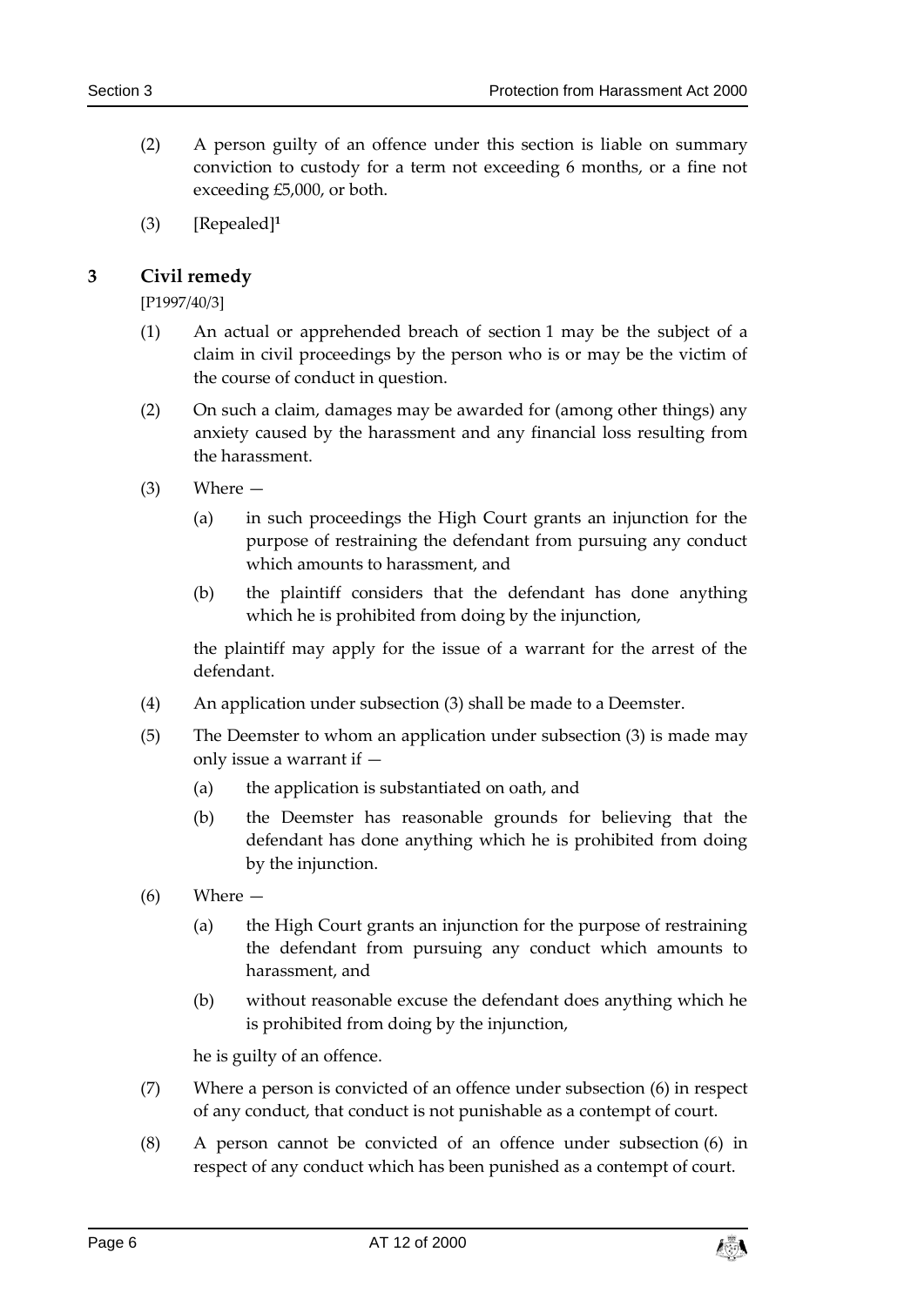(2) A person guilty of an offence under this section is liable on summary conviction to custody for a term not exceeding 6 months, or a fine not exceeding £5,000, or both.

(3) [Repealed][1]

## 3 Civil remedy

[P1997/40/3]

(1) An actual or apprehended breach of section 1 may be the subject of a claim in civil proceedings by the person who is or may be the victim of the course of conduct in question.

(2) On such a claim, damages may be awarded for (among other things) any anxiety caused by the harassment and any financial loss resulting from the harassment.

(3) Where —

(a) in such proceedings the High Court grants an injunction for the purpose of restraining the defendant from pursuing any conduct which amounts to harassment, and

(b) the plaintiff considers that the defendant has done anything which he is prohibited from doing by the injunction,

the plaintiff may apply for the issue of a warrant for the arrest of the defendant.

(4) An application under subsection (3) shall be made to a Deemster.

(5) The Deemster to whom an application under subsection (3) is made may only issue a warrant if —

(a) the application is substantiated on oath, and

(b) the Deemster has reasonable grounds for believing that the defendant has done anything which he is prohibited from doing by the injunction.

(6) Where —

(a) the High Court grants an injunction for the purpose of restraining the defendant from pursuing any conduct which amounts to harassment, and

(b) without reasonable excuse the defendant does anything which he is prohibited from doing by the injunction,

he is guilty of an offence.

(7) Where a person is convicted of an offence under subsection (6) in respect of any conduct, that conduct is not punishable as a contempt of court.

(8) A person cannot be convicted of an offence under subsection (6) in respect of any conduct which has been punished as a contempt of court.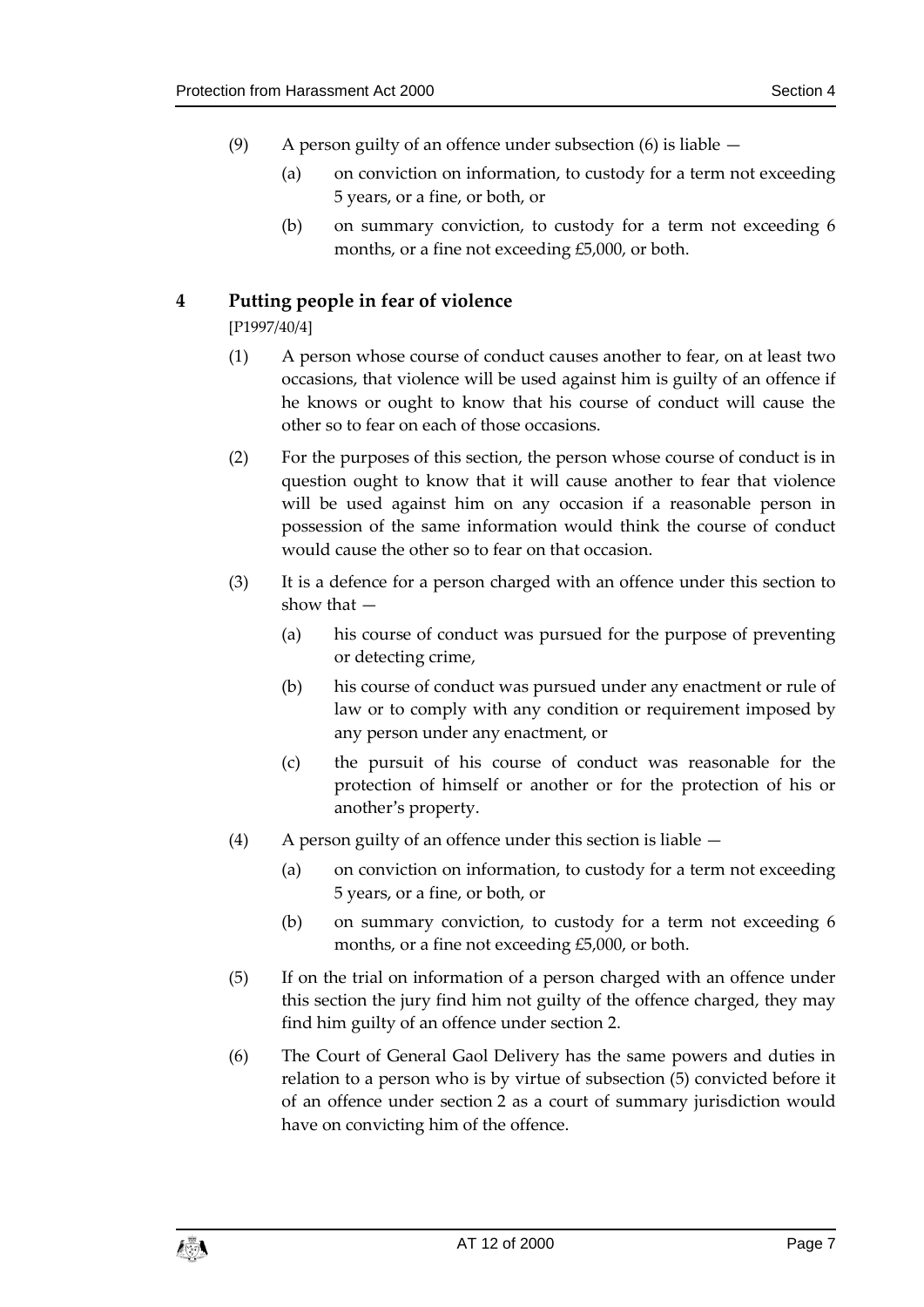(9) A person guilty of an offence under subsection (6) is liable —

(a) on conviction on information, to custody for a term not exceeding 5 years, or a fine, or both, or

(b) on summary conviction, to custody for a term not exceeding 6 months, or a fine not exceeding £5,000, or both.

## 4 Putting people in fear of violence

[P1997/40/4]

(1) A person whose course of conduct causes another to fear, on at least two occasions, that violence will be used against him is guilty of an offence if he knows or ought to know that his course of conduct will cause the other so to fear on each of those occasions.

(2) For the purposes of this section, the person whose course of conduct is in question ought to know that it will cause another to fear that violence will be used against him on any occasion if a reasonable person in possession of the same information would think the course of conduct would cause the other so to fear on that occasion.

(3) It is a defence for a person charged with an offence under this section to show that —

(a) his course of conduct was pursued for the purpose of preventing or detecting crime,

(b) his course of conduct was pursued under any enactment or rule of law or to comply with any condition or requirement imposed by any person under any enactment, or

(c) the pursuit of his course of conduct was reasonable for the protection of himself or another or for the protection of his or another's property.

(4) A person guilty of an offence under this section is liable —

(a) on conviction on information, to custody for a term not exceeding 5 years, or a fine, or both, or

(b) on summary conviction, to custody for a term not exceeding 6 months, or a fine not exceeding £5,000, or both.

(5) If on the trial on information of a person charged with an offence under this section the jury find him not guilty of the offence charged, they may find him guilty of an offence under section 2.

(6) The Court of General Gaol Delivery has the same powers and duties in relation to a person who is by virtue of subsection (5) convicted before it of an offence under section 2 as a court of summary jurisdiction would have on convicting him of the offence.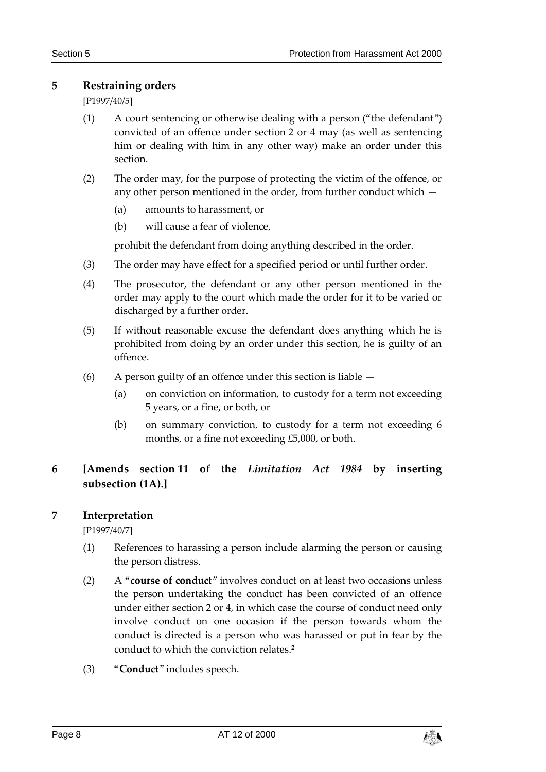## 5 Restraining orders

[P1997/40/5]

(1) A court sentencing or otherwise dealing with a person ("the defendant") convicted of an offence under section 2 or 4 may (as well as sentencing him or dealing with him in any other way) make an order under this section.

(2) The order may, for the purpose of protecting the victim of the offence, or any other person mentioned in the order, from further conduct which —

(a) amounts to harassment, or

(b) will cause a fear of violence,

prohibit the defendant from doing anything described in the order.

(3) The order may have effect for a specified period or until further order.

(4) The prosecutor, the defendant or any other person mentioned in the order may apply to the court which made the order for it to be varied or discharged by a further order.

(5) If without reasonable excuse the defendant does anything which he is prohibited from doing by an order under this section, he is guilty of an offence.

(6) A person guilty of an offence under this section is liable —

(a) on conviction on information, to custody for a term not exceeding 5 years, or a fine, or both, or

(b) on summary conviction, to custody for a term not exceeding 6 months, or a fine not exceeding £5,000, or both.

## 6 [Amends section 11 of the *Limitation Act 1984* by inserting subsection (1A).]

## 7 Interpretation

[P1997/40/7]

(1) References to harassing a person include alarming the person or causing the person distress.

(2) A "**course of conduct**" involves conduct on at least two occasions unless the person undertaking the conduct has been convicted of an offence under either section 2 or 4, in which case the course of conduct need only involve conduct on one occasion if the person towards whom the conduct is directed is a person who was harassed or put in fear by the conduct to which the conviction relates.[2]

(3) "**Conduct**" includes speech.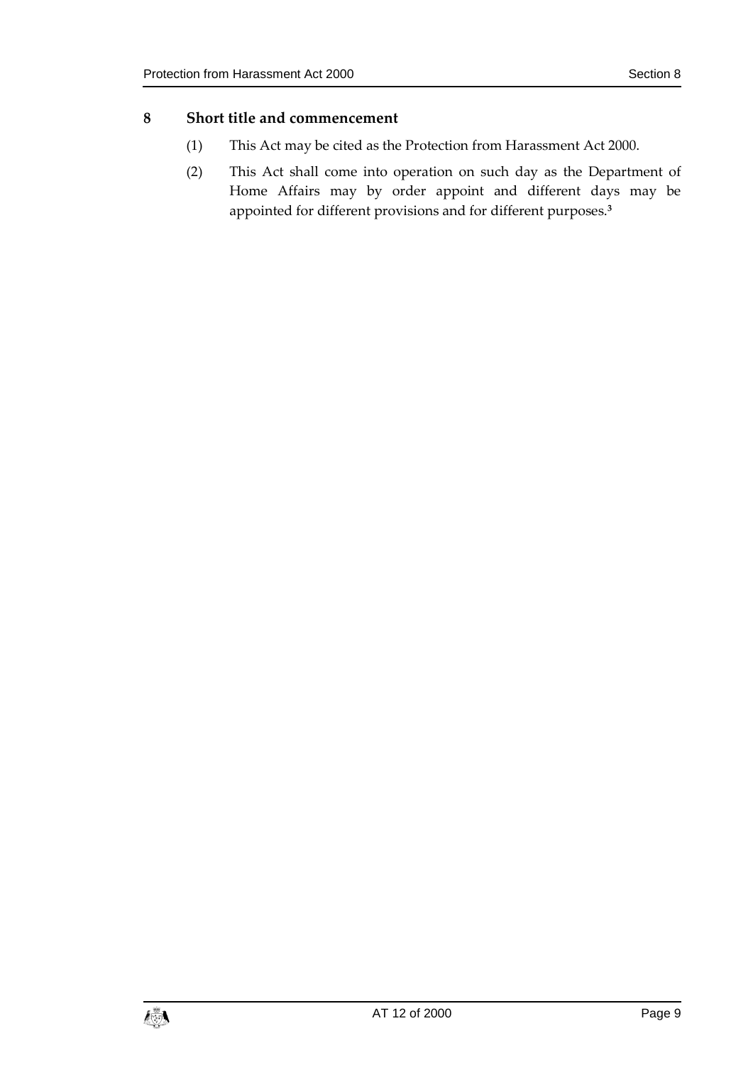## 8 Short title and commencement

(1) This Act may be cited as the Protection from Harassment Act 2000.

(2) This Act shall come into operation on such day as the Department of Home Affairs may by order appoint and different days may be appointed for different provisions and for different purposes.[3]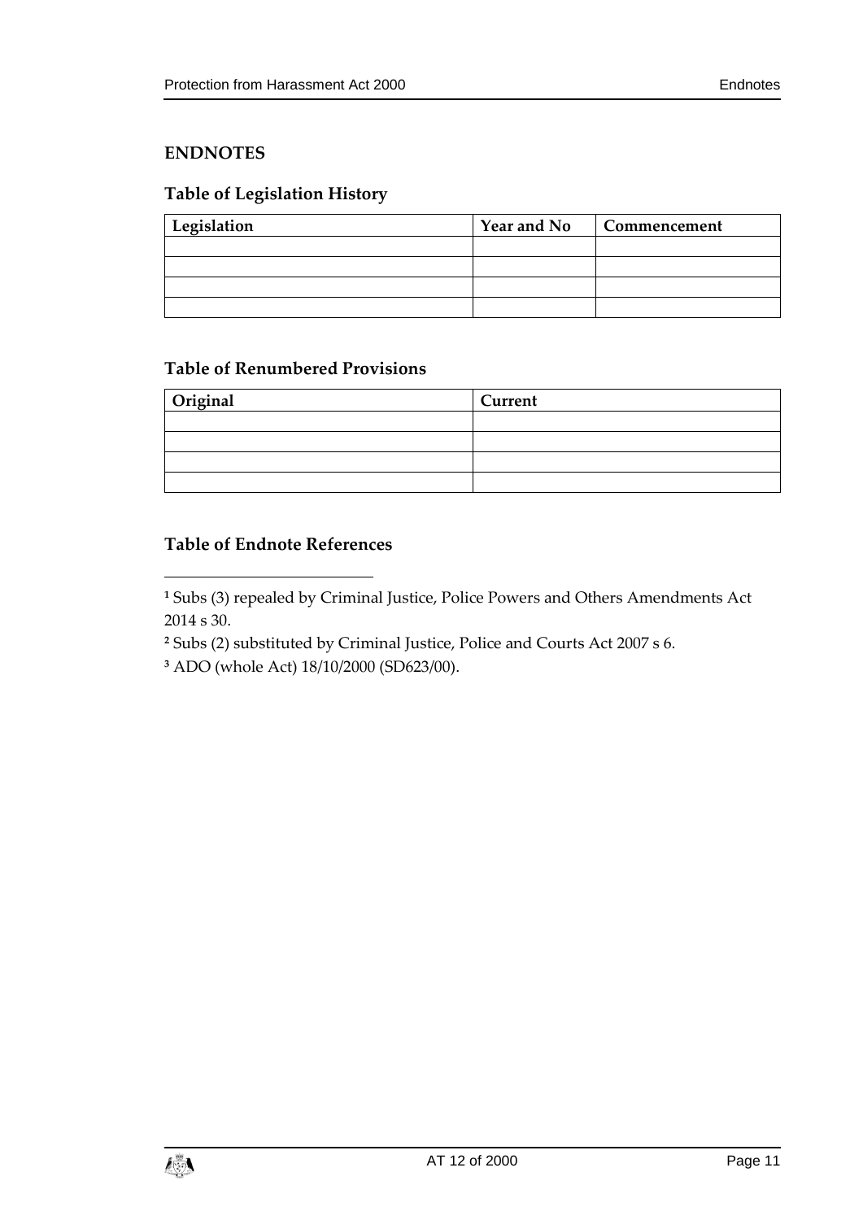## ENDNOTES

### Table of Legislation History

| Legislation | Year and No | Commencement |
|---|---|---|
| | | |
| | | |
| | | |
| | | |

### Table of Renumbered Provisions

| Original | Current |
|---|---|
| | |
| | |
| | |
| | |

### Table of Endnote References

[1] Subs (3) repealed by Criminal Justice, Police Powers and Others Amendments Act 2014 s 30.

[2] Subs (2) substituted by Criminal Justice, Police and Courts Act 2007 s 6.

[3] ADO (whole Act) 18/10/2000 (SD623/00).